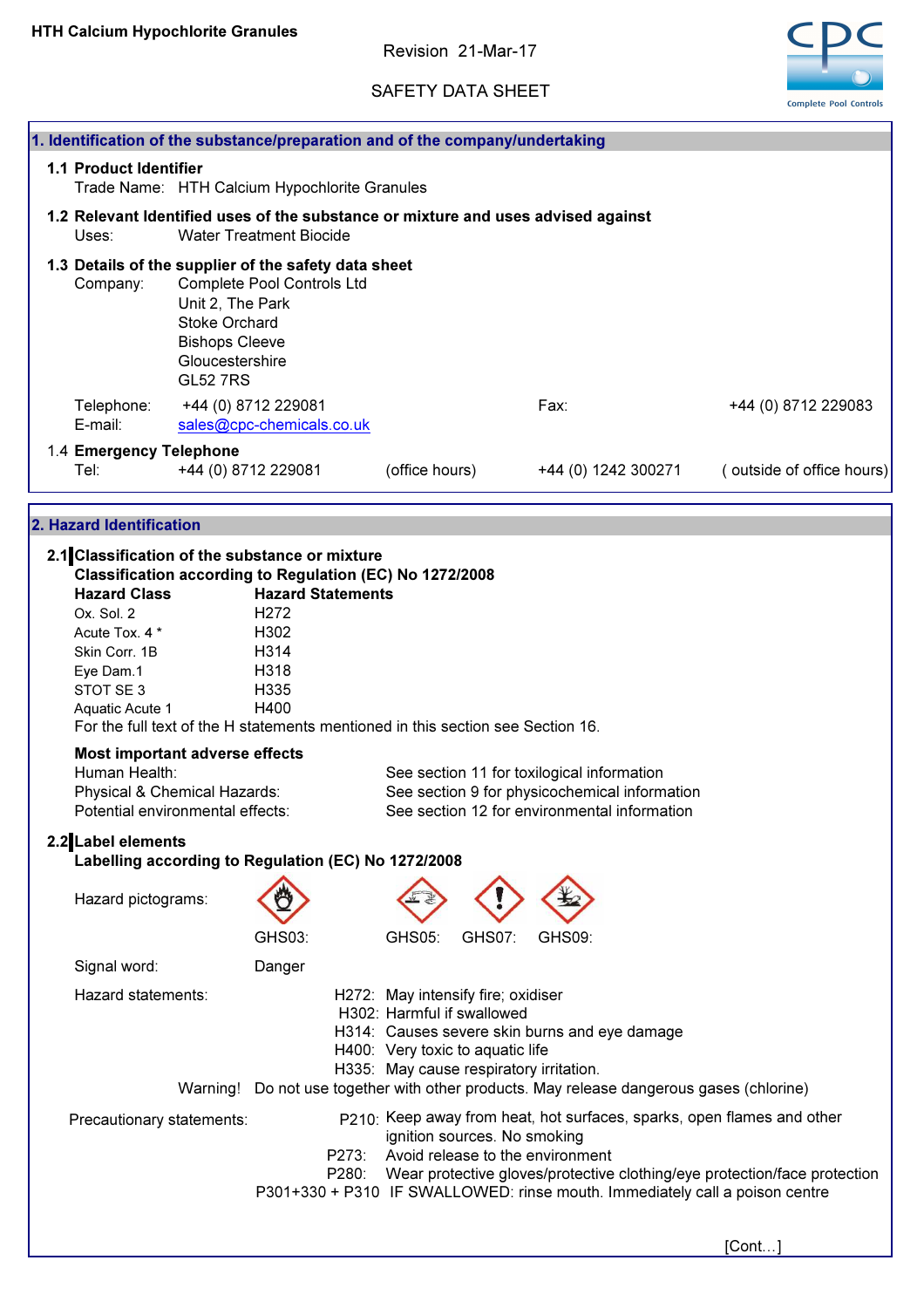**HTH Calcium Hypochlorite Granules**

Revision 21-Mar-17

SAFETY DATA SHEET

## 1. Identification of the substance/preparation and of the company/undertaking

### 1.1 Product Identifier

Trade Name: HTH Calcium Hypochlorite Granules

### 1.2 Relevant Identified uses of the substance or mixture and uses advised against

Uses: Water Treatment Biocide

### 1.3 Details of the supplier of the safety data sheet

Company: Complete Pool Controls Ltd
Unit 2, The Park
Stoke Orchard
Bishops Cleeve
Gloucestershire
GL52 7RS

Telephone: +44 (0) 8712 229081
Fax: +44 (0) 8712 229083
E-mail: sales@cpc-chemicals.co.uk

### 1.4 Emergency Telephone

Tel: +44 (0) 8712 229081 (office hours) +44 (0) 1242 300271 ( outside of office hours)

## 2. Hazard Identification

### 2.1 Classification of the substance or mixture

**Classification according to Regulation (EC) No 1272/2008**

| Hazard Class | Hazard Statements |
|---|---|
| Ox. Sol. 2 | H272 |
| Acute Tox. 4 * | H302 |
| Skin Corr. 1B | H314 |
| Eye Dam.1 | H318 |
| STOT SE 3 | H335 |
| Aquatic Acute 1 | H400 |

For the full text of the H statements mentioned in this section see Section 16.

**Most important adverse effects**

| | |
|---|---|
| Human Health: | See section 11 for toxilogical information |
| Physical & Chemical Hazards: | See section 9 for physicochemical information |
| Potential environmental effects: | See section 12 for environmental information |

### 2.2 Label elements

**Labelling according to Regulation (EC) No 1272/2008**

Hazard pictograms: GHS03: GHS05: GHS07: GHS09:

Signal word: Danger

Hazard statements:

- H272: May intensify fire; oxidiser
- H302: Harmful if swallowed
- H314: Causes severe skin burns and eye damage
- H400: Very toxic to aquatic life
- H335: May cause respiratory irritation.

Warning! Do not use together with other products. May release dangerous gases (chlorine)

Precautionary statements:

- P210: Keep away from heat, hot surfaces, sparks, open flames and other ignition sources. No smoking
- P273: Avoid release to the environment
- P280: Wear protective gloves/protective clothing/eye protection/face protection
- P301+330 + P310 IF SWALLOWED: rinse mouth. Immediately call a poison centre

[Cont…]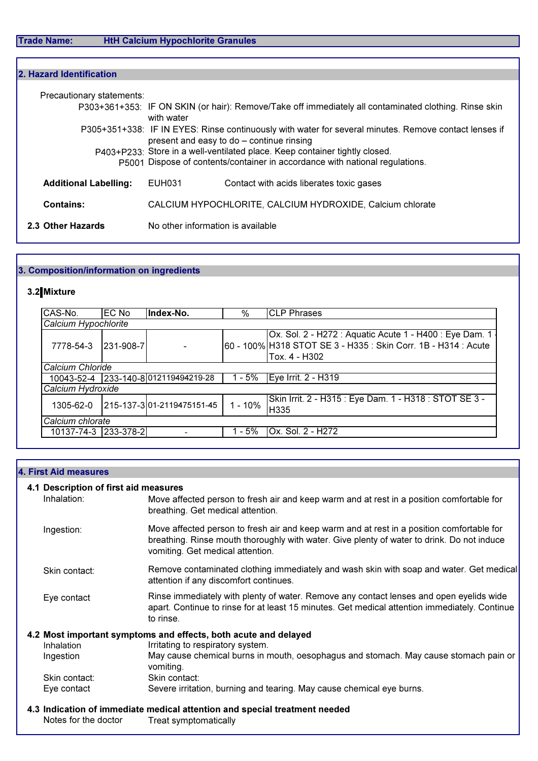**Trade Name:** HtH Calcium Hypochlorite Granules

## 2. Hazard Identification

Precautionary statements:

- P303+361+353: IF ON SKIN (or hair): Remove/Take off immediately all contaminated clothing. Rinse skin with water
- P305+351+338: IF IN EYES: Rinse continuously with water for several minutes. Remove contact lenses if present and easy to do – continue rinsing
- P403+P233: Store in a well-ventilated place. Keep container tightly closed.
- P5001 Dispose of contents/container in accordance with national regulations.

**Additional Labelling:** EUH031 Contact with acids liberates toxic gases

**Contains:** CALCIUM HYPOCHLORITE, CALCIUM HYDROXIDE, Calcium chlorate

**2.3 Other Hazards** No other information is available

## 3. Composition/information on ingredients

### 3.2 Mixture

| CAS-No. | EC No | Index-No. | % | CLP Phrases |
|---|---|---|---|---|
| *Calcium Hypochlorite* | | | | |
| 7778-54-3 | 231-908-7 | - | 60 - 100% | Ox. Sol. 2 - H272 : Aquatic Acute 1 - H400 : Eye Dam. 1 - H318 STOT SE 3 - H335 : Skin Corr. 1B - H314 : Acute Tox. 4 - H302 |
| *Calcium Chloride* | | | | |
| 10043-52-4 | 233-140-8 | 012119494219-28 | 1 - 5% | Eye Irrit. 2 - H319 |
| *Calcium Hydroxide* | | | | |
| 1305-62-0 | 215-137-3 | 01-2119475151-45 | 1 - 10% | Skin Irrit. 2 - H315 : Eye Dam. 1 - H318 : STOT SE 3 - H335 |
| *Calcium chlorate* | | | | |
| 10137-74-3 | 233-378-2 | - | 1 - 5% | Ox. Sol. 2 - H272 |

## 4. First Aid measures

### 4.1 Description of first aid measures

**Inhalation:** Move affected person to fresh air and keep warm and at rest in a position comfortable for breathing. Get medical attention.

**Ingestion:** Move affected person to fresh air and keep warm and at rest in a position comfortable for breathing. Rinse mouth thoroughly with water. Give plenty of water to drink. Do not induce vomiting. Get medical attention.

**Skin contact:** Remove contaminated clothing immediately and wash skin with soap and water. Get medical attention if any discomfort continues.

**Eye contact:** Rinse immediately with plenty of water. Remove any contact lenses and open eyelids wide apart. Continue to rinse for at least 15 minutes. Get medical attention immediately. Continue to rinse.

### 4.2 Most important symptoms and effects, both acute and delayed

**Inhalation:** Irritating to respiratory system.

**Ingestion:** May cause chemical burns in mouth, oesophagus and stomach. May cause stomach pain or vomiting.

**Skin contact:** Skin contact:

**Eye contact:** Severe irritation, burning and tearing. May cause chemical eye burns.

### 4.3 Indication of immediate medical attention and special treatment needed

**Notes for the doctor:** Treat symptomatically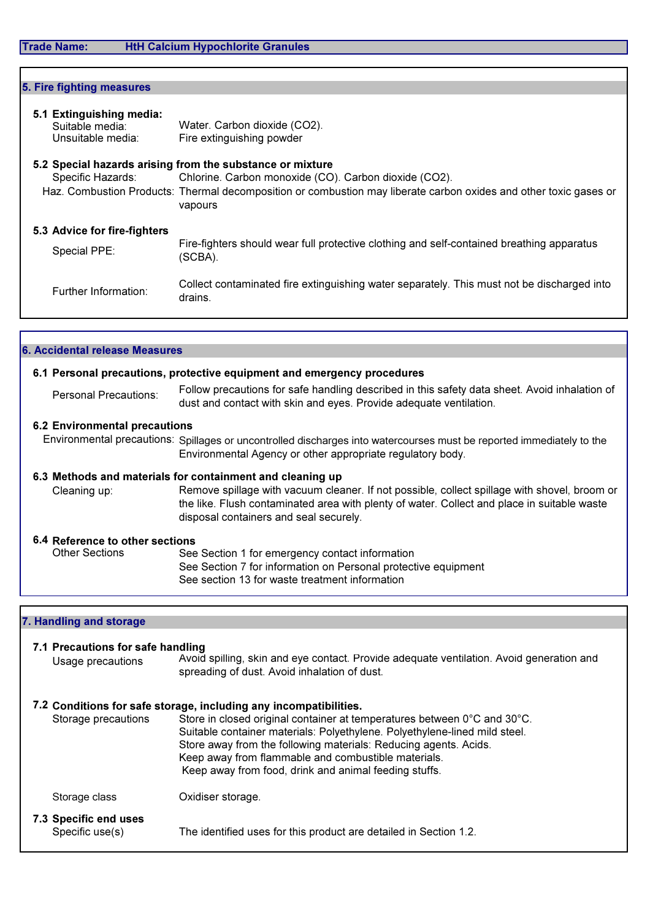**Trade Name:** HtH Calcium Hypochlorite Granules

## 5. Fire fighting measures

### 5.1 Extinguishing media:

| | |
|---|---|
| Suitable media: | Water. Carbon dioxide ($CO_2$). |
| Unsuitable media: | Fire extinguishing powder |

### 5.2 Special hazards arising from the substance or mixture

| | |
|---|---|
| Specific Hazards: | Chlorine. Carbon monoxide (CO). Carbon dioxide ($CO_2$). |
| Haz. Combustion Products: | Thermal decomposition or combustion may liberate carbon oxides and other toxic gases or vapours |

### 5.3 Advice for fire-fighters

| | |
|---|---|
| Special PPE: | Fire-fighters should wear full protective clothing and self-contained breathing apparatus (SCBA). |
| Further Information: | Collect contaminated fire extinguishing water separately. This must not be discharged into drains. |

## 6. Accidental release Measures

### 6.1 Personal precautions, protective equipment and emergency procedures

| | |
|---|---|
| Personal Precautions: | Follow precautions for safe handling described in this safety data sheet. Avoid inhalation of dust and contact with skin and eyes. Provide adequate ventilation. |

### 6.2 Environmental precautions

| | |
|---|---|
| Environmental precautions: | Spillages or uncontrolled discharges into watercourses must be reported immediately to the Environmental Agency or other appropriate regulatory body. |

### 6.3 Methods and materials for containment and cleaning up

| | |
|---|---|
| Cleaning up: | Remove spillage with vacuum cleaner. If not possible, collect spillage with shovel, broom or the like. Flush contaminated area with plenty of water. Collect and place in suitable waste disposal containers and seal securely. |

### 6.4 Reference to other sections

| | |
|---|---|
| Other Sections | See Section 1 for emergency contact information<br>See Section 7 for information on Personal protective equipment<br>See section 13 for waste treatment information |

## 7. Handling and storage

### 7.1 Precautions for safe handling

| | |
|---|---|
| Usage precautions | Avoid spilling, skin and eye contact. Provide adequate ventilation. Avoid generation and spreading of dust. Avoid inhalation of dust. |

### 7.2 Conditions for safe storage, including any incompatibilities.

| | |
|---|---|
| Storage precautions | Store in closed original container at temperatures between 0°C and 30°C.<br>Suitable container materials: Polyethylene. Polyethylene-lined mild steel.<br>Store away from the following materials: Reducing agents. Acids.<br>Keep away from flammable and combustible materials.<br>Keep away from food, drink and animal feeding stuffs. |
| Storage class | Oxidiser storage. |

### 7.3 Specific end uses

| | |
|---|---|
| Specific use(s) | The identified uses for this product are detailed in Section 1.2. |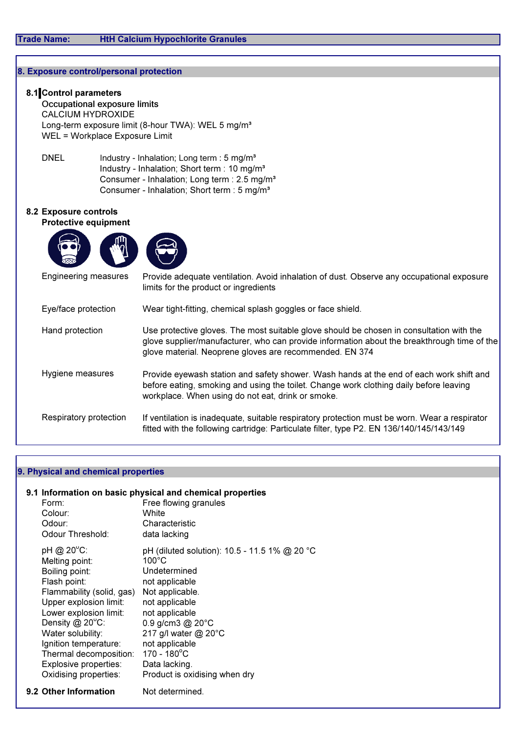**Trade Name:** HtH Calcium Hypochlorite Granules

## 8. Exposure control/personal protection

### 8.1 Control parameters

Occupational exposure limits

CALCIUM HYDROXIDE

Long-term exposure limit (8-hour TWA): WEL 5 mg/m³

WEL = Workplace Exposure Limit

DNEL
- Industry - Inhalation; Long term : 5 mg/m³
- Industry - Inhalation; Short term : 10 mg/m³
- Consumer - Inhalation; Long term : 2.5 mg/m³
- Consumer - Inhalation; Short term : 5 mg/m³

### 8.2 Exposure controls

**Protective equipment**

| | |
|---|---|
| Engineering measures | Provide adequate ventilation. Avoid inhalation of dust. Observe any occupational exposure limits for the product or ingredients |
| Eye/face protection | Wear tight-fitting, chemical splash goggles or face shield. |
| Hand protection | Use protective gloves. The most suitable glove should be chosen in consultation with the glove supplier/manufacturer, who can provide information about the breakthrough time of the glove material. Neoprene gloves are recommended. EN 374 |
| Hygiene measures | Provide eyewash station and safety shower. Wash hands at the end of each work shift and before eating, smoking and using the toilet. Change work clothing daily before leaving workplace. When using do not eat, drink or smoke. |
| Respiratory protection | If ventilation is inadequate, suitable respiratory protection must be worn. Wear a respirator fitted with the following cartridge: Particulate filter, type P2. EN 136/140/145/143/149 |

## 9. Physical and chemical properties

### 9.1 Information on basic physical and chemical properties

| | |
|---|---|
| Form: | Free flowing granules |
| Colour: | White |
| Odour: | Characteristic |
| Odour Threshold: | data lacking |
| pH @ 20°C: | pH (diluted solution): 10.5 - 11.5 1% @ 20 °C |
| Melting point: | 100°C |
| Boiling point: | Undetermined |
| Flash point: | not applicable |
| Flammability (solid, gas) | Not applicable. |
| Upper explosion limit: | not applicable |
| Lower explosion limit: | not applicable |
| Density @ 20°C: | 0.9 g/cm3 @ 20°C |
| Water solubility: | 217 g/l water @ 20°C |
| Ignition temperature: | not applicable |
| Thermal decomposition: | 170 - 180°C |
| Explosive properties: | Data lacking. |
| Oxidising properties: | Product is oxidising when dry |

### 9.2 Other Information

Not determined.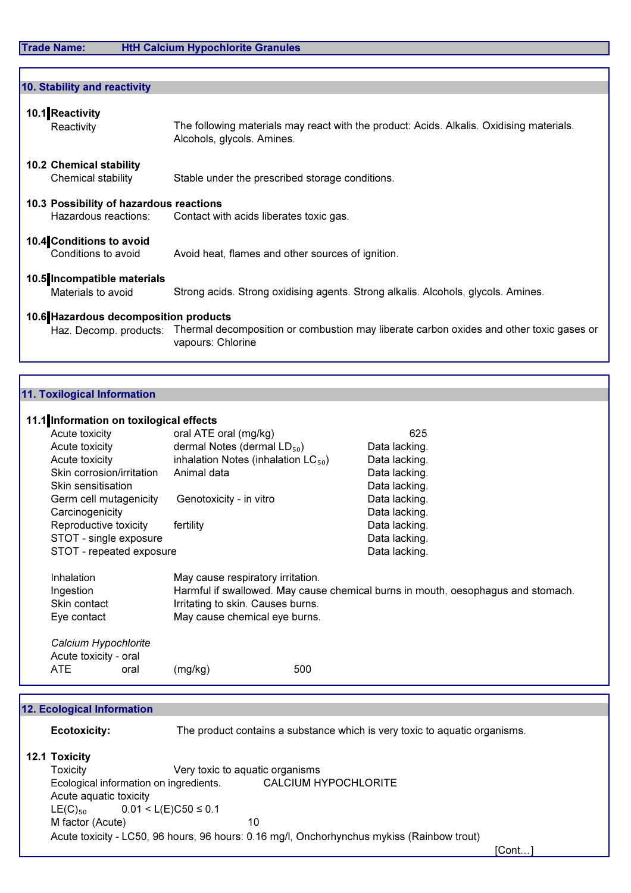**Trade Name:** HtH Calcium Hypochlorite Granules

## 10. Stability and reactivity

### 10.1 Reactivity

| | |
|---|---|
| Reactivity | The following materials may react with the product: Acids. Alkalis. Oxidising materials. Alcohols, glycols. Amines. |

### 10.2 Chemical stability

| | |
|---|---|
| Chemical stability | Stable under the prescribed storage conditions. |

### 10.3 Possibility of hazardous reactions

| | |
|---|---|
| Hazardous reactions: | Contact with acids liberates toxic gas. |

### 10.4 Conditions to avoid

| | |
|---|---|
| Conditions to avoid | Avoid heat, flames and other sources of ignition. |

### 10.5 Incompatible materials

| | |
|---|---|
| Materials to avoid | Strong acids. Strong oxidising agents. Strong alkalis. Alcohols, glycols. Amines. |

### 10.6 Hazardous decomposition products

| | |
|---|---|
| Haz. Decomp. products: | Thermal decomposition or combustion may liberate carbon oxides and other toxic gases or vapours: Chlorine |

## 11. Toxilogical Information

### 11.1 Information on toxilogical effects

| | | |
|---|---|---|
| Acute toxicity | oral ATE oral (mg/kg) | 625 |
| Acute toxicity | dermal Notes (dermal $LD_{50}$) | Data lacking. |
| Acute toxicity | inhalation Notes (inhalation $LC_{50}$) | Data lacking. |
| Skin corrosion/irritation | Animal data | Data lacking. |
| Skin sensitisation | | Data lacking. |
| Germ cell mutagenicity | Genotoxicity - in vitro | Data lacking. |
| Carcinogenicity | | Data lacking. |
| Reproductive toxicity | fertility | Data lacking. |
| STOT - single exposure | | Data lacking. |
| STOT - repeated exposure | | Data lacking. |

| | |
|---|---|
| Inhalation | May cause respiratory irritation. |
| Ingestion | Harmful if swallowed. May cause chemical burns in mouth, oesophagus and stomach. |
| Skin contact | Irritating to skin. Causes burns. |
| Eye contact | May cause chemical eye burns. |

*Calcium Hypochlorite*

Acute toxicity - oral

ATE oral (mg/kg) 500

## 12. Ecological Information

**Ecotoxicity:** The product contains a substance which is very toxic to aquatic organisms.

### 12.1 Toxicity

Toxicity: Very toxic to aquatic organisms

Ecological information on ingredients. CALCIUM HYPOCHLORITE

Acute aquatic toxicity

$LE(C)_{50}$ $0.01 < L(E)C50 \leq 0.1$

M factor (Acute) 10

Acute toxicity - LC50, 96 hours, 96 hours: 0.16 mg/l, Onchorhynchus mykiss (Rainbow trout)

[Cont...]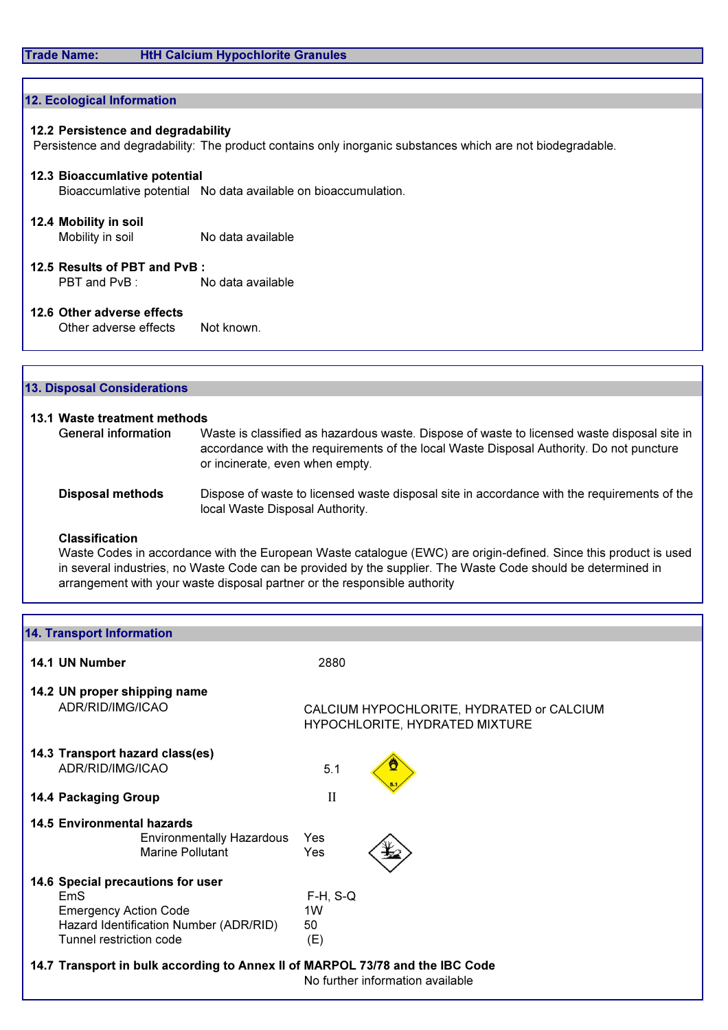**Trade Name:** HtH Calcium Hypochlorite Granules

## 12. Ecological Information

### 12.2 Persistence and degradability

Persistence and degradability: The product contains only inorganic substances which are not biodegradable.

### 12.3 Bioaccumlative potential

Bioaccumlative potential No data available on bioaccumulation.

### 12.4 Mobility in soil

Mobility in soil No data available

### 12.5 Results of PBT and PvB :

PBT and PvB : No data available

### 12.6 Other adverse effects

Other adverse effects Not known.

## 13. Disposal Considerations

### 13.1 Waste treatment methods

**General information** Waste is classified as hazardous waste. Dispose of waste to licensed waste disposal site in accordance with the requirements of the local Waste Disposal Authority. Do not puncture or incinerate, even when empty.

**Disposal methods** Dispose of waste to licensed waste disposal site in accordance with the requirements of the local Waste Disposal Authority.

**Classification**

Waste Codes in accordance with the European Waste catalogue (EWC) are origin-defined. Since this product is used in several industries, no Waste Code can be provided by the supplier. The Waste Code should be determined in arrangement with your waste disposal partner or the responsible authority

## 14. Transport Information

**14.1 UN Number** 2880

**14.2 UN proper shipping name**

ADR/RID/IMG/ICAO CALCIUM HYPOCHLORITE, HYDRATED or CALCIUM HYPOCHLORITE, HYDRATED MIXTURE

**14.3 Transport hazard class(es)**

ADR/RID/IMG/ICAO 5.1

**14.4 Packaging Group** II

**14.5 Environmental hazards**

Environmentally Hazardous Yes

Marine Pollutant Yes

**14.6 Special precautions for user**

EmS F-H, S-Q

Emergency Action Code 1W

Hazard Identification Number (ADR/RID) 50

Tunnel restriction code (E)

**14.7 Transport in bulk according to Annex II of MARPOL 73/78 and the IBC Code**

No further information available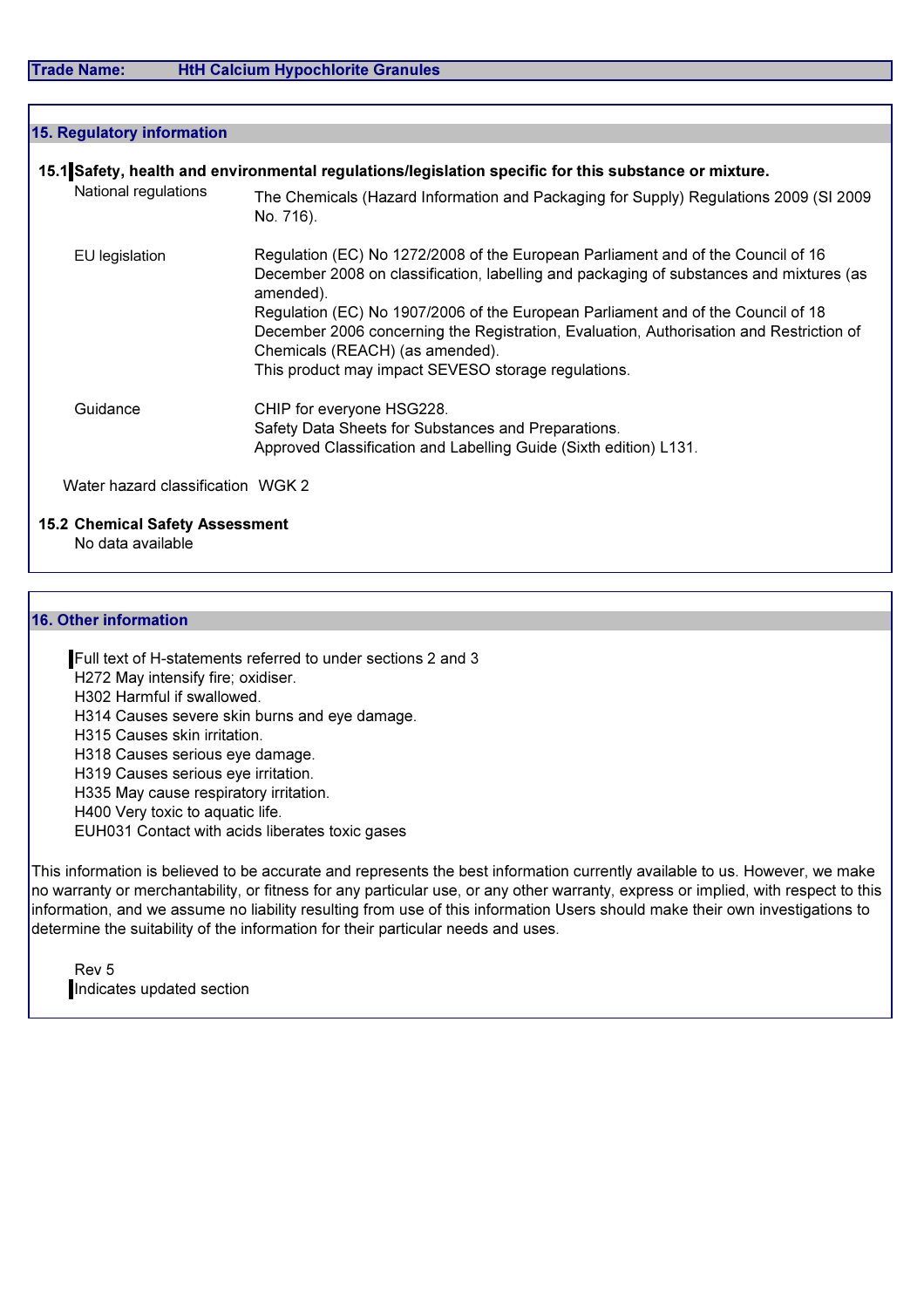## 15. Regulatory information

### 15.1 Safety, health and environmental regulations/legislation specific for this substance or mixture.

| | |
|---|---|
| National regulations | The Chemicals (Hazard Information and Packaging for Supply) Regulations 2009 (SI 2009 No. 716). |
| EU legislation | Regulation (EC) No 1272/2008 of the European Parliament and of the Council of 16 December 2008 on classification, labelling and packaging of substances and mixtures (as amended).<br>Regulation (EC) No 1907/2006 of the European Parliament and of the Council of 18 December 2006 concerning the Registration, Evaluation, Authorisation and Restriction of Chemicals (REACH) (as amended).<br>This product may impact SEVESO storage regulations. |
| Guidance | CHIP for everyone HSG228.<br>Safety Data Sheets for Substances and Preparations.<br>Approved Classification and Labelling Guide (Sixth edition) L131. |

Water hazard classification WGK 2

### 15.2 Chemical Safety Assessment

No data available

## 16. Other information

Full text of H-statements referred to under sections 2 and 3

H272 May intensify fire; oxidiser.
H302 Harmful if swallowed.
H314 Causes severe skin burns and eye damage.
H315 Causes skin irritation.
H318 Causes serious eye damage.
H319 Causes serious eye irritation.
H335 May cause respiratory irritation.
H400 Very toxic to aquatic life.
EUH031 Contact with acids liberates toxic gases

This information is believed to be accurate and represents the best information currently available to us. However, we make no warranty or merchantability, or fitness for any particular use, or any other warranty, express or implied, with respect to this information, and we assume no liability resulting from use of this information Users should make their own investigations to determine the suitability of the information for their particular needs and uses.

Rev 5

Indicates updated section